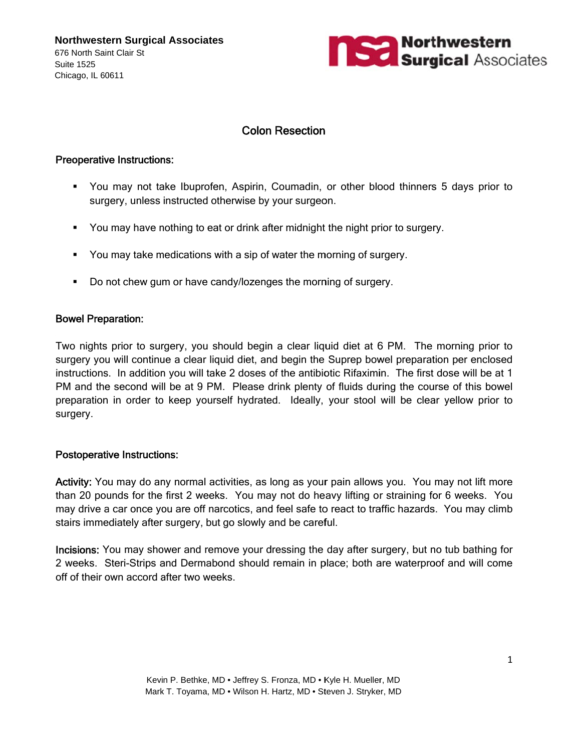**Northwestern Surgical Associates**
676 North Saint Clair St
Suite 1525
Chicago, IL 60611

Northwestern Surgical Associates

# Colon Resection

## Preoperative Instructions:

- You may not take Ibuprofen, Aspirin, Coumadin, or other blood thinners 5 days prior to surgery, unless instructed otherwise by your surgeon.
- You may have nothing to eat or drink after midnight the night prior to surgery.
- You may take medications with a sip of water the morning of surgery.
- Do not chew gum or have candy/lozenges the morning of surgery.

## Bowel Preparation:

Two nights prior to surgery, you should begin a clear liquid diet at 6 PM. The morning prior to surgery you will continue a clear liquid diet, and begin the Suprep bowel preparation per enclosed instructions. In addition you will take 2 doses of the antibiotic Rifaximin. The first dose will be at 1 PM and the second will be at 9 PM. Please drink plenty of fluids during the course of this bowel preparation in order to keep yourself hydrated. Ideally, your stool will be clear yellow prior to surgery.

## Postoperative Instructions:

**Activity:** You may do any normal activities, as long as your pain allows you. You may not lift more than 20 pounds for the first 2 weeks. You may not do heavy lifting or straining for 6 weeks. You may drive a car once you are off narcotics, and feel safe to react to traffic hazards. You may climb stairs immediately after surgery, but go slowly and be careful.

**Incisions:** You may shower and remove your dressing the day after surgery, but no tub bathing for 2 weeks. Steri-Strips and Dermabond should remain in place; both are waterproof and will come off of their own accord after two weeks.

Kevin P. Bethke, MD • Jeffrey S. Fronza, MD • Kyle H. Mueller, MD
Mark T. Toyama, MD • Wilson H. Hartz, MD • Steven J. Stryker, MD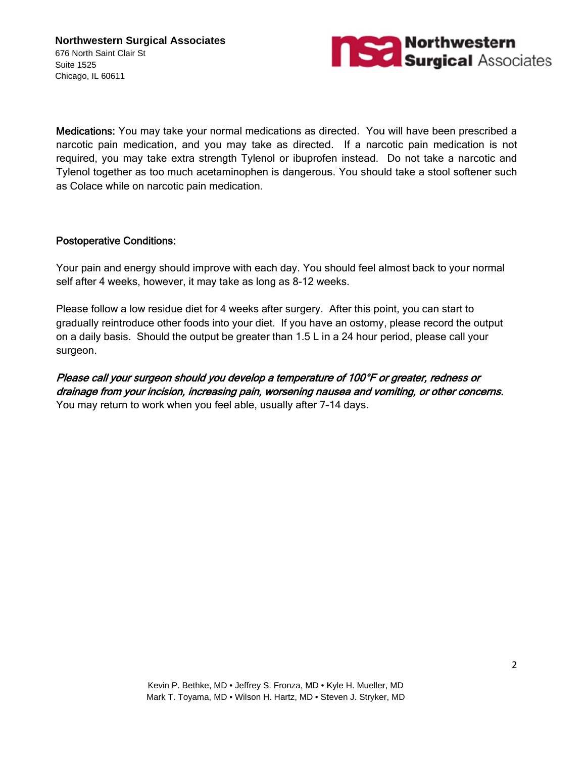**Medications:** You may take your normal medications as directed. You will have been prescribed a narcotic pain medication, and you may take as directed. If a narcotic pain medication is not required, you may take extra strength Tylenol or ibuprofen instead. Do not take a narcotic and Tylenol together as too much acetaminophen is dangerous. You should take a stool softener such as Colace while on narcotic pain medication.

**Postoperative Conditions:**

Your pain and energy should improve with each day. You should feel almost back to your normal self after 4 weeks, however, it may take as long as 8-12 weeks.

Please follow a low residue diet for 4 weeks after surgery. After this point, you can start to gradually reintroduce other foods into your diet. If you have an ostomy, please record the output on a daily basis. Should the output be greater than 1.5 L in a 24 hour period, please call your surgeon.

***Please call your surgeon should you develop a temperature of 100°F or greater, redness or drainage from your incision, increasing pain, worsening nausea and vomiting, or other concerns.*** You may return to work when you feel able, usually after 7-14 days.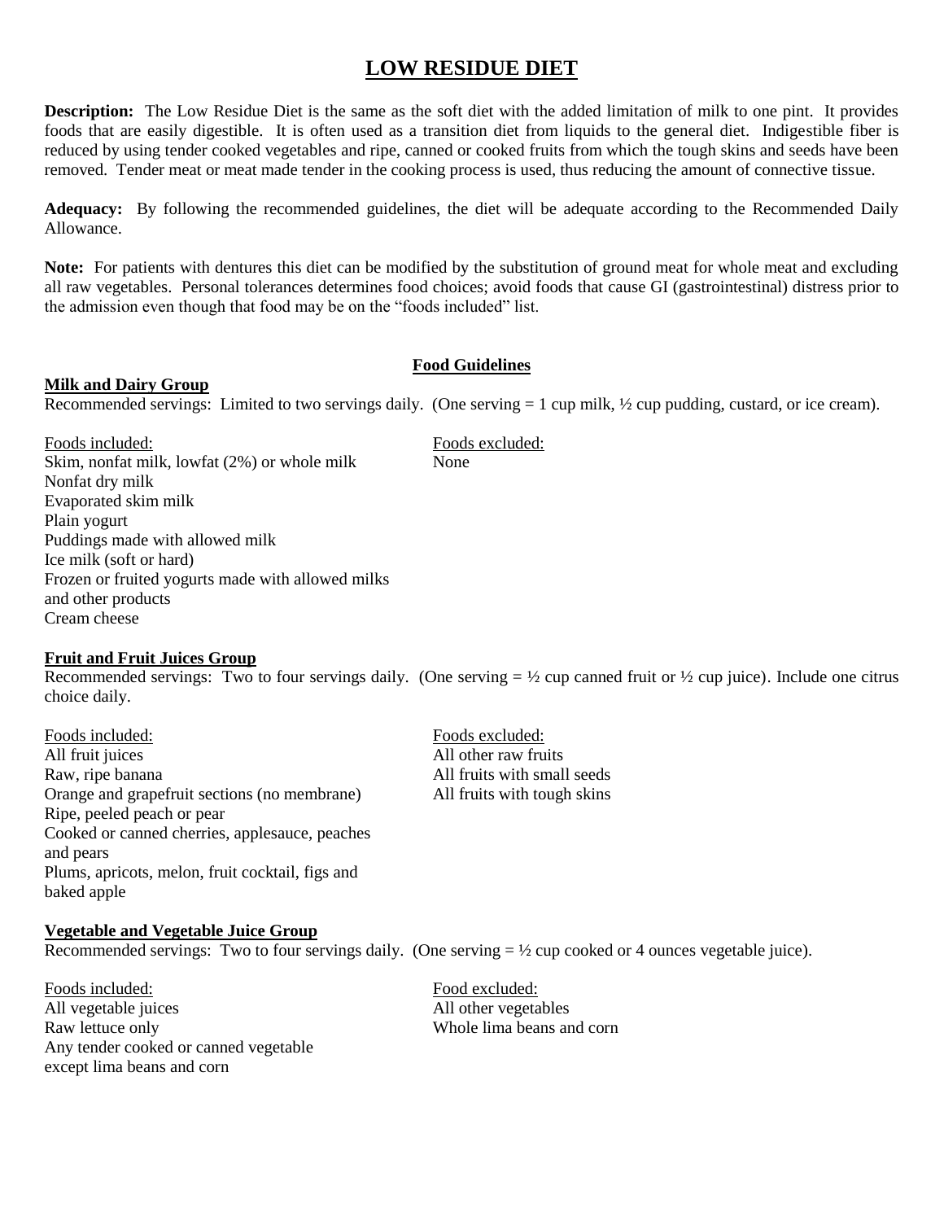# LOW RESIDUE DIET

**Description:** The Low Residue Diet is the same as the soft diet with the added limitation of milk to one pint. It provides foods that are easily digestible. It is often used as a transition diet from liquids to the general diet. Indigestible fiber is reduced by using tender cooked vegetables and ripe, canned or cooked fruits from which the tough skins and seeds have been removed. Tender meat or meat made tender in the cooking process is used, thus reducing the amount of connective tissue.

**Adequacy:** By following the recommended guidelines, the diet will be adequate according to the Recommended Daily Allowance.

**Note:** For patients with dentures this diet can be modified by the substitution of ground meat for whole meat and excluding all raw vegetables. Personal tolerances determines food choices; avoid foods that cause GI (gastrointestinal) distress prior to the admission even though that food may be on the "foods included" list.

## Food Guidelines

### Milk and Dairy Group

Recommended servings: Limited to two servings daily. (One serving = 1 cup milk, ½ cup pudding, custard, or ice cream).

| Foods included: | Foods excluded: |
|---|---|
| Skim, nonfat milk, lowfat (2%) or whole milk | None |
| Nonfat dry milk | |
| Evaporated skim milk | |
| Plain yogurt | |
| Puddings made with allowed milk | |
| Ice milk (soft or hard) | |
| Frozen or fruited yogurts made with allowed milks and other products | |
| Cream cheese | |

### Fruit and Fruit Juices Group

Recommended servings: Two to four servings daily. (One serving = ½ cup canned fruit or ½ cup juice). Include one citrus choice daily.

| Foods included: | Foods excluded: |
|---|---|
| All fruit juices | All other raw fruits |
| Raw, ripe banana | All fruits with small seeds |
| Orange and grapefruit sections (no membrane) | All fruits with tough skins |
| Ripe, peeled peach or pear | |
| Cooked or canned cherries, applesauce, peaches and pears | |
| Plums, apricots, melon, fruit cocktail, figs and baked apple | |

### Vegetable and Vegetable Juice Group

Recommended servings: Two to four servings daily. (One serving = ½ cup cooked or 4 ounces vegetable juice).

| Foods included: | Food excluded: |
|---|---|
| All vegetable juices | All other vegetables |
| Raw lettuce only | Whole lima beans and corn |
| Any tender cooked or canned vegetable except lima beans and corn | |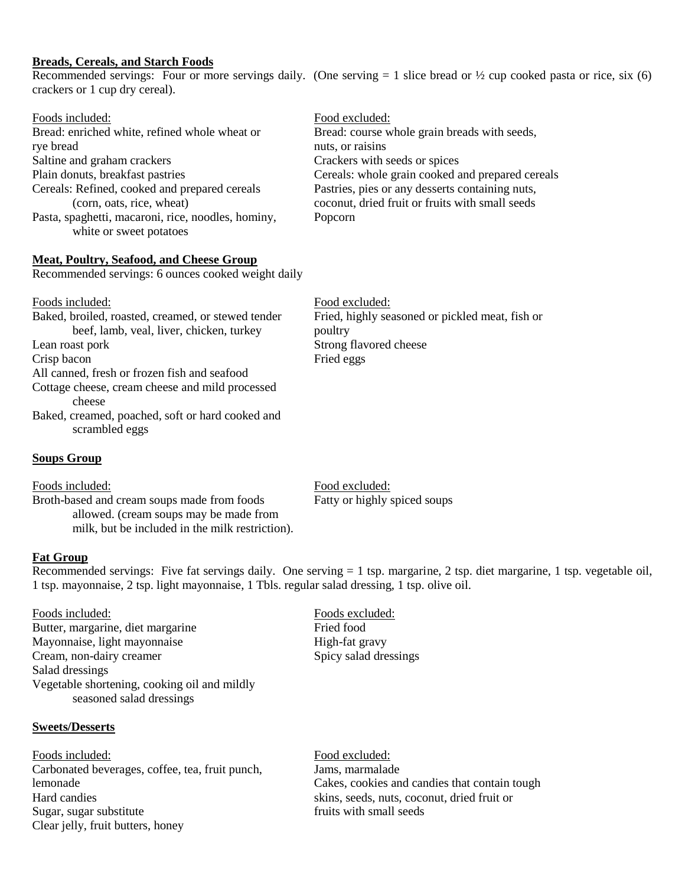**Breads, Cereals, and Starch Foods**

Recommended servings: Four or more servings daily. (One serving = 1 slice bread or ½ cup cooked pasta or rice, six (6) crackers or 1 cup dry cereal).

Foods included:

- Bread: enriched white, refined whole wheat or rye bread
- Saltine and graham crackers
- Plain donuts, breakfast pastries
- Cereals: Refined, cooked and prepared cereals (corn, oats, rice, wheat)
- Pasta, spaghetti, macaroni, rice, noodles, hominy, white or sweet potatoes

Food excluded:

- Bread: course whole grain breads with seeds, nuts, or raisins
- Crackers with seeds or spices
- Cereals: whole grain cooked and prepared cereals
- Pastries, pies or any desserts containing nuts, coconut, dried fruit or fruits with small seeds
- Popcorn

**Meat, Poultry, Seafood, and Cheese Group**

Recommended servings: 6 ounces cooked weight daily

Foods included:

- Baked, broiled, roasted, creamed, or stewed tender beef, lamb, veal, liver, chicken, turkey
- Lean roast pork
- Crisp bacon
- All canned, fresh or frozen fish and seafood
- Cottage cheese, cream cheese and mild processed cheese
- Baked, creamed, poached, soft or hard cooked and scrambled eggs

Food excluded:

- Fried, highly seasoned or pickled meat, fish or poultry
- Strong flavored cheese
- Fried eggs

**Soups Group**

Foods included:

- Broth-based and cream soups made from foods allowed. (cream soups may be made from milk, but be included in the milk restriction).

Food excluded:

- Fatty or highly spiced soups

**Fat Group**

Recommended servings: Five fat servings daily. One serving = 1 tsp. margarine, 2 tsp. diet margarine, 1 tsp. vegetable oil, 1 tsp. mayonnaise, 2 tsp. light mayonnaise, 1 Tbls. regular salad dressing, 1 tsp. olive oil.

Foods included:

- Butter, margarine, diet margarine
- Mayonnaise, light mayonnaise
- Cream, non-dairy creamer
- Salad dressings
- Vegetable shortening, cooking oil and mildly seasoned salad dressings

Foods excluded:

- Fried food
- High-fat gravy
- Spicy salad dressings

**Sweets/Desserts**

Foods included:

- Carbonated beverages, coffee, tea, fruit punch, lemonade
- Hard candies
- Sugar, sugar substitute
- Clear jelly, fruit butters, honey

Food excluded:

- Jams, marmalade
- Cakes, cookies and candies that contain tough skins, seeds, nuts, coconut, dried fruit or fruits with small seeds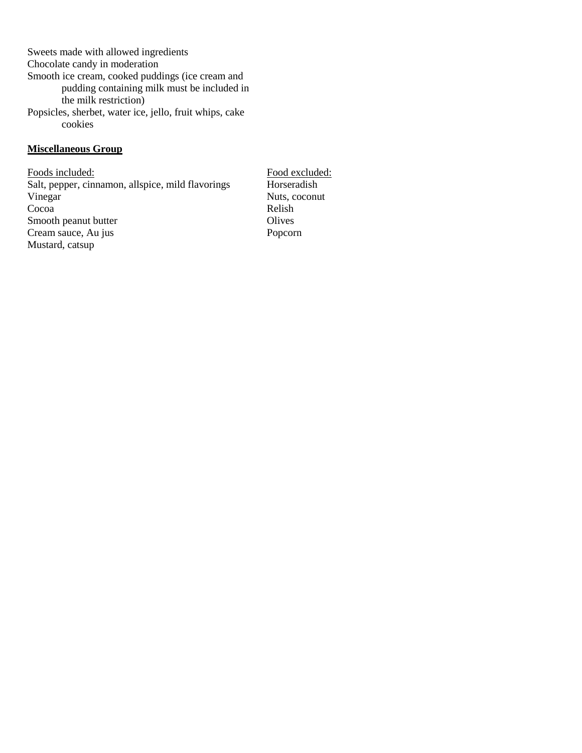Sweets made with allowed ingredients
Chocolate candy in moderation
Smooth ice cream, cooked puddings (ice cream and pudding containing milk must be included in the milk restriction)
Popsicles, sherbet, water ice, jello, fruit whips, cake cookies

**Miscellaneous Group**

| Foods included: | Food excluded: |
|---|---|
| Salt, pepper, cinnamon, allspice, mild flavorings | Horseradish |
| Vinegar | Nuts, coconut |
| Cocoa | Relish |
| Smooth peanut butter | Olives |
| Cream sauce, Au jus | Popcorn |
| Mustard, catsup | |